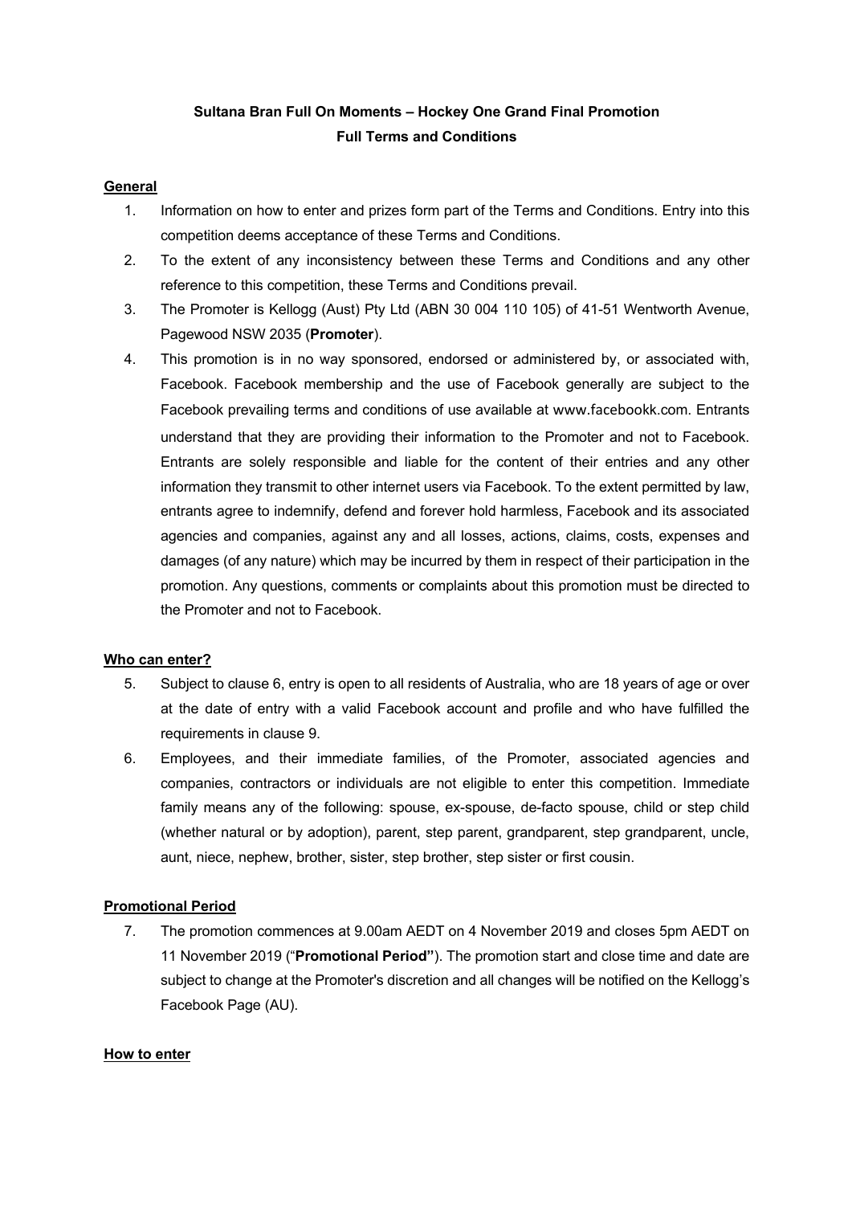**Sultana Bran Full On Moments – Hockey One Grand Final Promotion**
**Full Terms and Conditions**

## General

1. Information on how to enter and prizes form part of the Terms and Conditions. Entry into this competition deems acceptance of these Terms and Conditions.
2. To the extent of any inconsistency between these Terms and Conditions and any other reference to this competition, these Terms and Conditions prevail.
3. The Promoter is Kellogg (Aust) Pty Ltd (ABN 30 004 110 105) of 41-51 Wentworth Avenue, Pagewood NSW 2035 (**Promoter**).
4. This promotion is in no way sponsored, endorsed or administered by, or associated with, Facebook. Facebook membership and the use of Facebook generally are subject to the Facebook prevailing terms and conditions of use available at www.facebookk.com. Entrants understand that they are providing their information to the Promoter and not to Facebook. Entrants are solely responsible and liable for the content of their entries and any other information they transmit to other internet users via Facebook. To the extent permitted by law, entrants agree to indemnify, defend and forever hold harmless, Facebook and its associated agencies and companies, against any and all losses, actions, claims, costs, expenses and damages (of any nature) which may be incurred by them in respect of their participation in the promotion. Any questions, comments or complaints about this promotion must be directed to the Promoter and not to Facebook.

## Who can enter?

5. Subject to clause 6, entry is open to all residents of Australia, who are 18 years of age or over at the date of entry with a valid Facebook account and profile and who have fulfilled the requirements in clause 9.
6. Employees, and their immediate families, of the Promoter, associated agencies and companies, contractors or individuals are not eligible to enter this competition. Immediate family means any of the following: spouse, ex-spouse, de-facto spouse, child or step child (whether natural or by adoption), parent, step parent, grandparent, step grandparent, uncle, aunt, niece, nephew, brother, sister, step brother, step sister or first cousin.

## Promotional Period

7. The promotion commences at 9.00am AEDT on 4 November 2019 and closes 5pm AEDT on 11 November 2019 ("**Promotional Period**"). The promotion start and close time and date are subject to change at the Promoter's discretion and all changes will be notified on the Kellogg's Facebook Page (AU).

## How to enter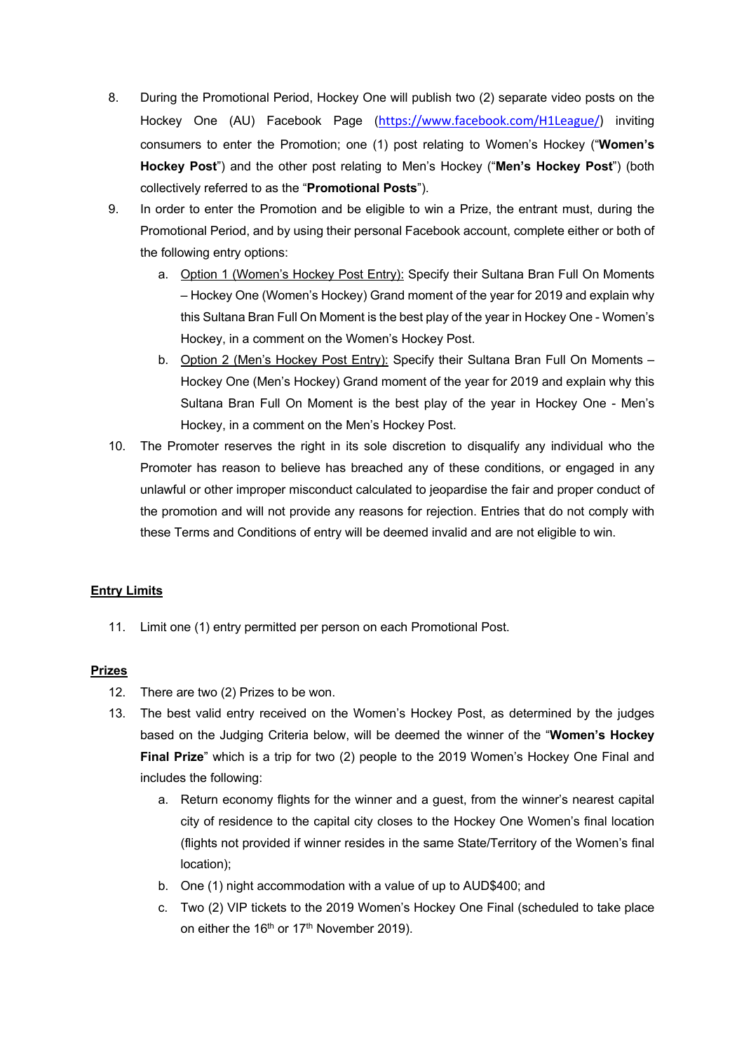8. During the Promotional Period, Hockey One will publish two (2) separate video posts on the Hockey One (AU) Facebook Page (https://www.facebook.com/H1League/) inviting consumers to enter the Promotion; one (1) post relating to Women's Hockey ("**Women's Hockey Post**") and the other post relating to Men's Hockey ("**Men's Hockey Post**") (both collectively referred to as the "**Promotional Posts**").

9. In order to enter the Promotion and be eligible to win a Prize, the entrant must, during the Promotional Period, and by using their personal Facebook account, complete either or both of the following entry options:

   a. Option 1 (Women's Hockey Post Entry): Specify their Sultana Bran Full On Moments – Hockey One (Women's Hockey) Grand moment of the year for 2019 and explain why this Sultana Bran Full On Moment is the best play of the year in Hockey One - Women's Hockey, in a comment on the Women's Hockey Post.

   b. Option 2 (Men's Hockey Post Entry): Specify their Sultana Bran Full On Moments – Hockey One (Men's Hockey) Grand moment of the year for 2019 and explain why this Sultana Bran Full On Moment is the best play of the year in Hockey One - Men's Hockey, in a comment on the Men's Hockey Post.

10. The Promoter reserves the right in its sole discretion to disqualify any individual who the Promoter has reason to believe has breached any of these conditions, or engaged in any unlawful or other improper misconduct calculated to jeopardise the fair and proper conduct of the promotion and will not provide any reasons for rejection. Entries that do not comply with these Terms and Conditions of entry will be deemed invalid and are not eligible to win.

**Entry Limits**

11. Limit one (1) entry permitted per person on each Promotional Post.

**Prizes**

12. There are two (2) Prizes to be won.

13. The best valid entry received on the Women's Hockey Post, as determined by the judges based on the Judging Criteria below, will be deemed the winner of the "**Women's Hockey Final Prize**" which is a trip for two (2) people to the 2019 Women's Hockey One Final and includes the following:

   a. Return economy flights for the winner and a guest, from the winner's nearest capital city of residence to the capital city closes to the Hockey One Women's final location (flights not provided if winner resides in the same State/Territory of the Women's final location);

   b. One (1) night accommodation with a value of up to AUD$400; and

   c. Two (2) VIP tickets to the 2019 Women's Hockey One Final (scheduled to take place on either the 16th or 17th November 2019).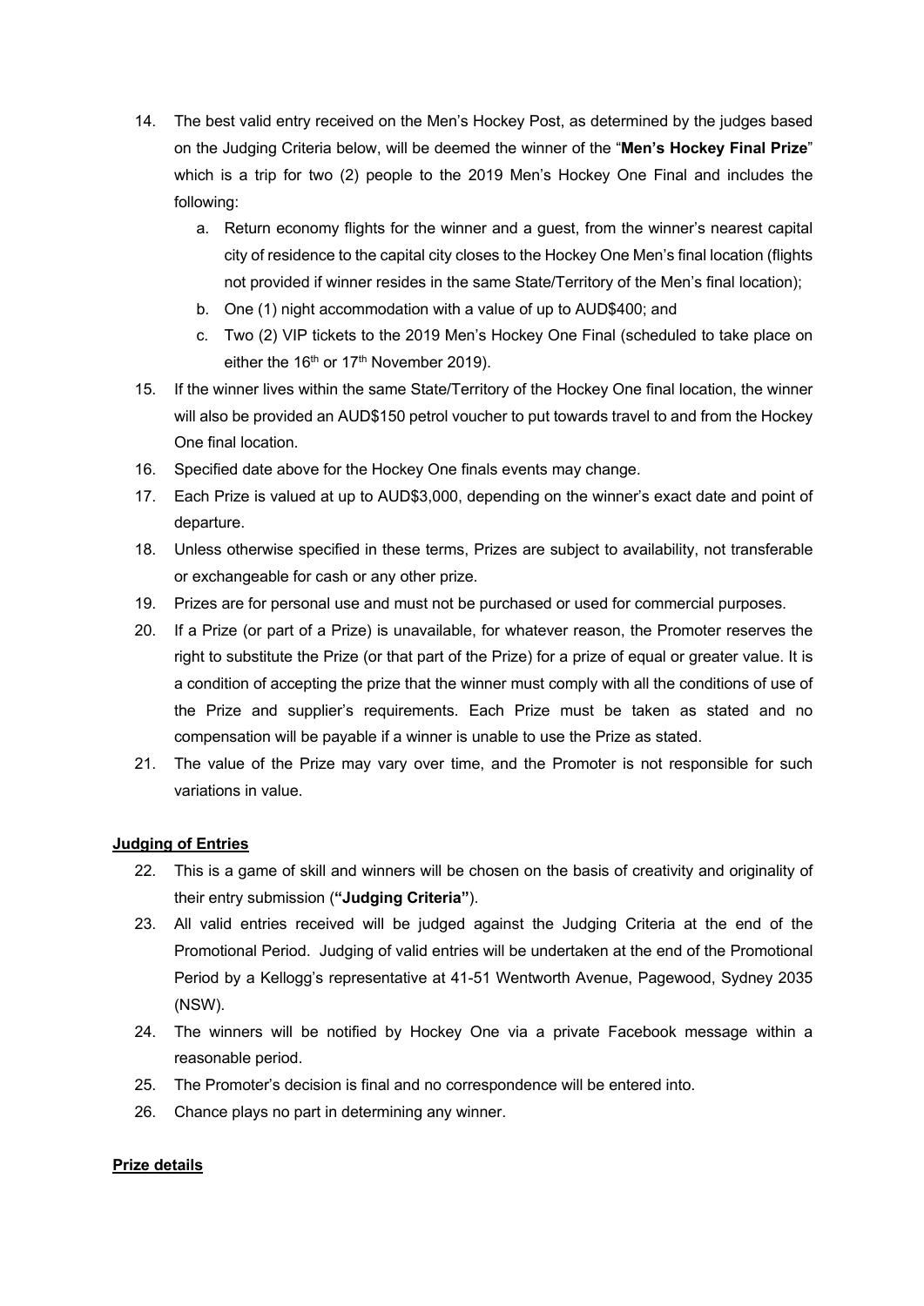14. The best valid entry received on the Men's Hockey Post, as determined by the judges based on the Judging Criteria below, will be deemed the winner of the "**Men's Hockey Final Prize**" which is a trip for two (2) people to the 2019 Men's Hockey One Final and includes the following:
    a. Return economy flights for the winner and a guest, from the winner's nearest capital city of residence to the capital city closes to the Hockey One Men's final location (flights not provided if winner resides in the same State/Territory of the Men's final location);
    b. One (1) night accommodation with a value of up to AUD$400; and
    c. Two (2) VIP tickets to the 2019 Men's Hockey One Final (scheduled to take place on either the 16th or 17th November 2019).
15. If the winner lives within the same State/Territory of the Hockey One final location, the winner will also be provided an AUD$150 petrol voucher to put towards travel to and from the Hockey One final location.
16. Specified date above for the Hockey One finals events may change.
17. Each Prize is valued at up to AUD$3,000, depending on the winner's exact date and point of departure.
18. Unless otherwise specified in these terms, Prizes are subject to availability, not transferable or exchangeable for cash or any other prize.
19. Prizes are for personal use and must not be purchased or used for commercial purposes.
20. If a Prize (or part of a Prize) is unavailable, for whatever reason, the Promoter reserves the right to substitute the Prize (or that part of the Prize) for a prize of equal or greater value. It is a condition of accepting the prize that the winner must comply with all the conditions of use of the Prize and supplier's requirements. Each Prize must be taken as stated and no compensation will be payable if a winner is unable to use the Prize as stated.
21. The value of the Prize may vary over time, and the Promoter is not responsible for such variations in value.

**Judging of Entries**

22. This is a game of skill and winners will be chosen on the basis of creativity and originality of their entry submission (**"Judging Criteria"**).
23. All valid entries received will be judged against the Judging Criteria at the end of the Promotional Period. Judging of valid entries will be undertaken at the end of the Promotional Period by a Kellogg's representative at 41-51 Wentworth Avenue, Pagewood, Sydney 2035 (NSW).
24. The winners will be notified by Hockey One via a private Facebook message within a reasonable period.
25. The Promoter's decision is final and no correspondence will be entered into.
26. Chance plays no part in determining any winner.

**Prize details**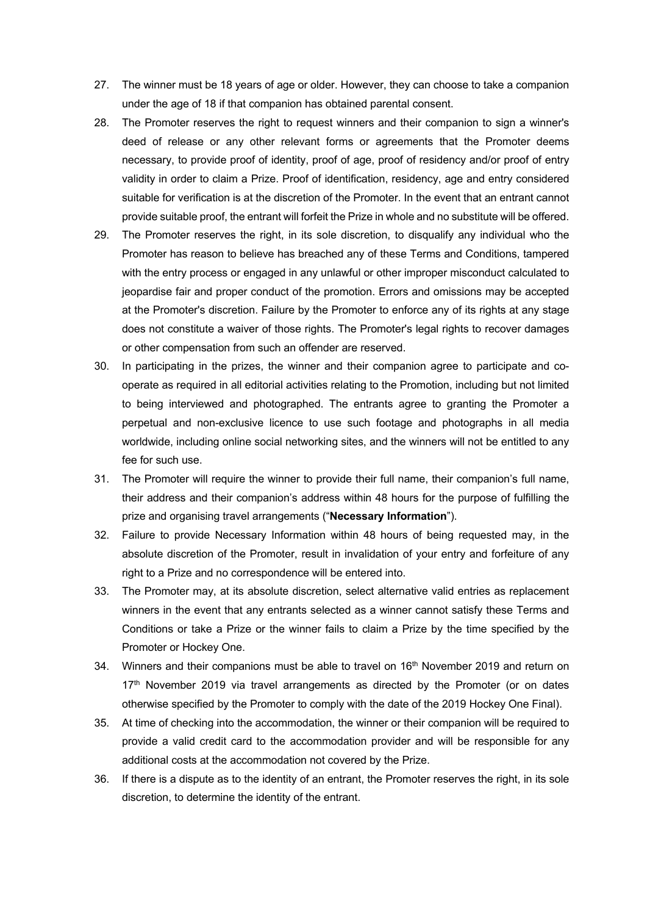27. The winner must be 18 years of age or older. However, they can choose to take a companion under the age of 18 if that companion has obtained parental consent.
28. The Promoter reserves the right to request winners and their companion to sign a winner's deed of release or any other relevant forms or agreements that the Promoter deems necessary, to provide proof of identity, proof of age, proof of residency and/or proof of entry validity in order to claim a Prize. Proof of identification, residency, age and entry considered suitable for verification is at the discretion of the Promoter. In the event that an entrant cannot provide suitable proof, the entrant will forfeit the Prize in whole and no substitute will be offered.
29. The Promoter reserves the right, in its sole discretion, to disqualify any individual who the Promoter has reason to believe has breached any of these Terms and Conditions, tampered with the entry process or engaged in any unlawful or other improper misconduct calculated to jeopardise fair and proper conduct of the promotion. Errors and omissions may be accepted at the Promoter's discretion. Failure by the Promoter to enforce any of its rights at any stage does not constitute a waiver of those rights. The Promoter's legal rights to recover damages or other compensation from such an offender are reserved.
30. In participating in the prizes, the winner and their companion agree to participate and co-operate as required in all editorial activities relating to the Promotion, including but not limited to being interviewed and photographed. The entrants agree to granting the Promoter a perpetual and non-exclusive licence to use such footage and photographs in all media worldwide, including online social networking sites, and the winners will not be entitled to any fee for such use.
31. The Promoter will require the winner to provide their full name, their companion's full name, their address and their companion's address within 48 hours for the purpose of fulfilling the prize and organising travel arrangements ("**Necessary Information**").
32. Failure to provide Necessary Information within 48 hours of being requested may, in the absolute discretion of the Promoter, result in invalidation of your entry and forfeiture of any right to a Prize and no correspondence will be entered into.
33. The Promoter may, at its absolute discretion, select alternative valid entries as replacement winners in the event that any entrants selected as a winner cannot satisfy these Terms and Conditions or take a Prize or the winner fails to claim a Prize by the time specified by the Promoter or Hockey One.
34. Winners and their companions must be able to travel on 16th November 2019 and return on 17th November 2019 via travel arrangements as directed by the Promoter (or on dates otherwise specified by the Promoter to comply with the date of the 2019 Hockey One Final).
35. At time of checking into the accommodation, the winner or their companion will be required to provide a valid credit card to the accommodation provider and will be responsible for any additional costs at the accommodation not covered by the Prize.
36. If there is a dispute as to the identity of an entrant, the Promoter reserves the right, in its sole discretion, to determine the identity of the entrant.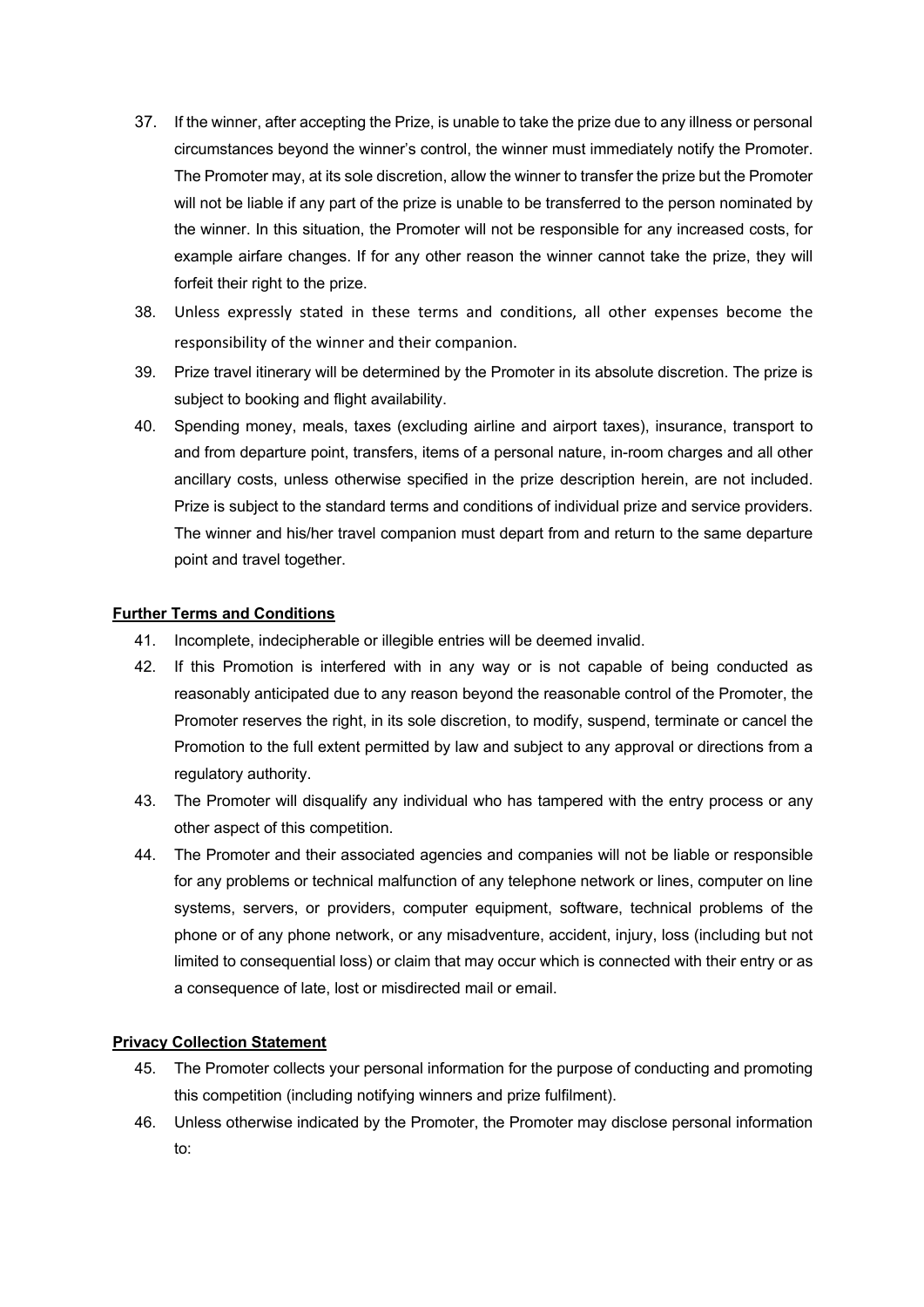37. If the winner, after accepting the Prize, is unable to take the prize due to any illness or personal circumstances beyond the winner's control, the winner must immediately notify the Promoter. The Promoter may, at its sole discretion, allow the winner to transfer the prize but the Promoter will not be liable if any part of the prize is unable to be transferred to the person nominated by the winner. In this situation, the Promoter will not be responsible for any increased costs, for example airfare changes. If for any other reason the winner cannot take the prize, they will forfeit their right to the prize.
38. Unless expressly stated in these terms and conditions, all other expenses become the responsibility of the winner and their companion.
39. Prize travel itinerary will be determined by the Promoter in its absolute discretion. The prize is subject to booking and flight availability.
40. Spending money, meals, taxes (excluding airline and airport taxes), insurance, transport to and from departure point, transfers, items of a personal nature, in-room charges and all other ancillary costs, unless otherwise specified in the prize description herein, are not included. Prize is subject to the standard terms and conditions of individual prize and service providers. The winner and his/her travel companion must depart from and return to the same departure point and travel together.

**Further Terms and Conditions**

41. Incomplete, indecipherable or illegible entries will be deemed invalid.
42. If this Promotion is interfered with in any way or is not capable of being conducted as reasonably anticipated due to any reason beyond the reasonable control of the Promoter, the Promoter reserves the right, in its sole discretion, to modify, suspend, terminate or cancel the Promotion to the full extent permitted by law and subject to any approval or directions from a regulatory authority.
43. The Promoter will disqualify any individual who has tampered with the entry process or any other aspect of this competition.
44. The Promoter and their associated agencies and companies will not be liable or responsible for any problems or technical malfunction of any telephone network or lines, computer on line systems, servers, or providers, computer equipment, software, technical problems of the phone or of any phone network, or any misadventure, accident, injury, loss (including but not limited to consequential loss) or claim that may occur which is connected with their entry or as a consequence of late, lost or misdirected mail or email.

**Privacy Collection Statement**

45. The Promoter collects your personal information for the purpose of conducting and promoting this competition (including notifying winners and prize fulfilment).
46. Unless otherwise indicated by the Promoter, the Promoter may disclose personal information to: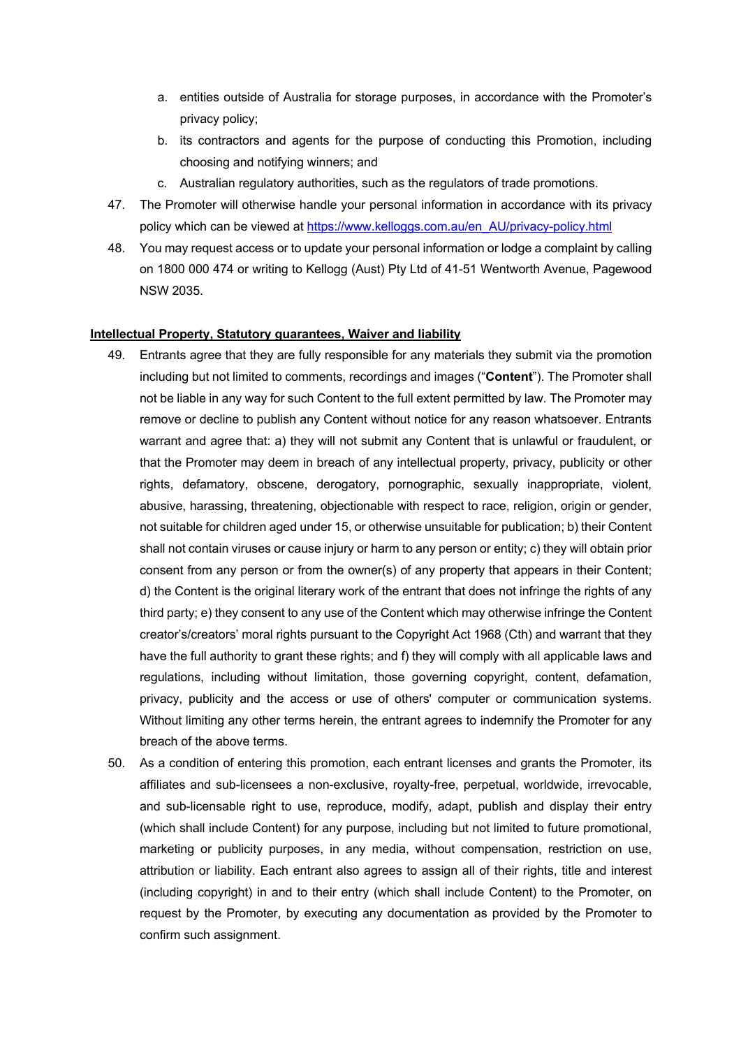a. entities outside of Australia for storage purposes, in accordance with the Promoter's privacy policy;
b. its contractors and agents for the purpose of conducting this Promotion, including choosing and notifying winners; and
c. Australian regulatory authorities, such as the regulators of trade promotions.

47. The Promoter will otherwise handle your personal information in accordance with its privacy policy which can be viewed at [https://www.kelloggs.com.au/en_AU/privacy-policy.html](https://www.kelloggs.com.au/en_AU/privacy-policy.html)
48. You may request access or to update your personal information or lodge a complaint by calling on 1800 000 474 or writing to Kellogg (Aust) Pty Ltd of 41-51 Wentworth Avenue, Pagewood NSW 2035.

**Intellectual Property, Statutory guarantees, Waiver and liability**

49. Entrants agree that they are fully responsible for any materials they submit via the promotion including but not limited to comments, recordings and images ("**Content**"). The Promoter shall not be liable in any way for such Content to the full extent permitted by law. The Promoter may remove or decline to publish any Content without notice for any reason whatsoever. Entrants warrant and agree that: a) they will not submit any Content that is unlawful or fraudulent, or that the Promoter may deem in breach of any intellectual property, privacy, publicity or other rights, defamatory, obscene, derogatory, pornographic, sexually inappropriate, violent, abusive, harassing, threatening, objectionable with respect to race, religion, origin or gender, not suitable for children aged under 15, or otherwise unsuitable for publication; b) their Content shall not contain viruses or cause injury or harm to any person or entity; c) they will obtain prior consent from any person or from the owner(s) of any property that appears in their Content; d) the Content is the original literary work of the entrant that does not infringe the rights of any third party; e) they consent to any use of the Content which may otherwise infringe the Content creator's/creators' moral rights pursuant to the Copyright Act 1968 (Cth) and warrant that they have the full authority to grant these rights; and f) they will comply with all applicable laws and regulations, including without limitation, those governing copyright, content, defamation, privacy, publicity and the access or use of others' computer or communication systems. Without limiting any other terms herein, the entrant agrees to indemnify the Promoter for any breach of the above terms.
50. As a condition of entering this promotion, each entrant licenses and grants the Promoter, its affiliates and sub-licensees a non-exclusive, royalty-free, perpetual, worldwide, irrevocable, and sub-licensable right to use, reproduce, modify, adapt, publish and display their entry (which shall include Content) for any purpose, including but not limited to future promotional, marketing or publicity purposes, in any media, without compensation, restriction on use, attribution or liability. Each entrant also agrees to assign all of their rights, title and interest (including copyright) in and to their entry (which shall include Content) to the Promoter, on request by the Promoter, by executing any documentation as provided by the Promoter to confirm such assignment.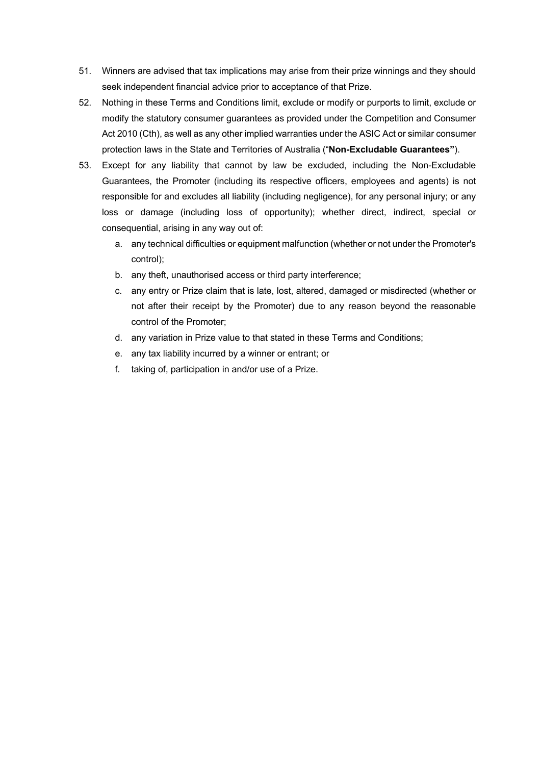51. Winners are advised that tax implications may arise from their prize winnings and they should seek independent financial advice prior to acceptance of that Prize.

52. Nothing in these Terms and Conditions limit, exclude or modify or purports to limit, exclude or modify the statutory consumer guarantees as provided under the Competition and Consumer Act 2010 (Cth), as well as any other implied warranties under the ASIC Act or similar consumer protection laws in the State and Territories of Australia ("**Non-Excludable Guarantees"**).

53. Except for any liability that cannot by law be excluded, including the Non-Excludable Guarantees, the Promoter (including its respective officers, employees and agents) is not responsible for and excludes all liability (including negligence), for any personal injury; or any loss or damage (including loss of opportunity); whether direct, indirect, special or consequential, arising in any way out of:

    a. any technical difficulties or equipment malfunction (whether or not under the Promoter's control);

    b. any theft, unauthorised access or third party interference;

    c. any entry or Prize claim that is late, lost, altered, damaged or misdirected (whether or not after their receipt by the Promoter) due to any reason beyond the reasonable control of the Promoter;

    d. any variation in Prize value to that stated in these Terms and Conditions;

    e. any tax liability incurred by a winner or entrant; or

    f. taking of, participation in and/or use of a Prize.